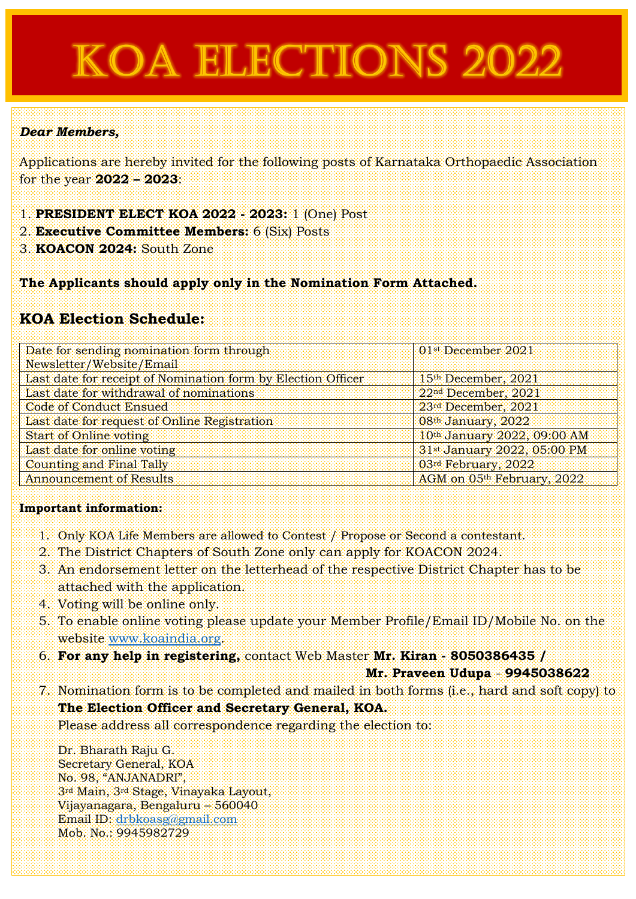# KOA ELECTIONS 2022

***Dear Members,***

Applications are hereby invited for the following posts of Karnataka Orthopaedic Association for the year **2022 – 2023**:

1. **PRESIDENT ELECT KOA 2022 - 2023:** 1 (One) Post
2. **Executive Committee Members:** 6 (Six) Posts
3. **KOACON 2024:** South Zone

**The Applicants should apply only in the Nomination Form Attached.**

## KOA Election Schedule:

| | |
|---|---|
| Date for sending nomination form through Newsletter/Website/Email | 01st December 2021 |
| Last date for receipt of Nomination form by Election Officer | 15th December, 2021 |
| Last date for withdrawal of nominations | 22nd December, 2021 |
| Code of Conduct Ensued | 23rd December, 2021 |
| Last date for request of Online Registration | 08th January, 2022 |
| Start of Online voting | 10th January 2022, 09:00 AM |
| Last date for online voting | 31st January 2022, 05:00 PM |
| Counting and Final Tally | 03rd February, 2022 |
| Announcement of Results | AGM on 05th February, 2022 |

**Important information:**

1. Only KOA Life Members are allowed to Contest / Propose or Second a contestant.
2. The District Chapters of South Zone only can apply for KOACON 2024.
3. An endorsement letter on the letterhead of the respective District Chapter has to be attached with the application.
4. Voting will be online only.
5. To enable online voting please update your Member Profile/Email ID/Mobile No. on the website www.koaindia.org.
6. **For any help in registering,** contact Web Master **Mr. Kiran - 8050386435 / Mr. Praveen Udupa - 9945038622**
7. Nomination form is to be completed and mailed in both forms (i.e., hard and soft copy) to **The Election Officer and Secretary General, KOA.**
   Please address all correspondence regarding the election to:

   Dr. Bharath Raju G.
   Secretary General, KOA
   No. 98, "ANJANADRI",
   3rd Main, 3rd Stage, Vinayaka Layout,
   Vijayanagara, Bengaluru – 560040
   Email ID: drbkoasg@gmail.com
   Mob. No.: 9945982729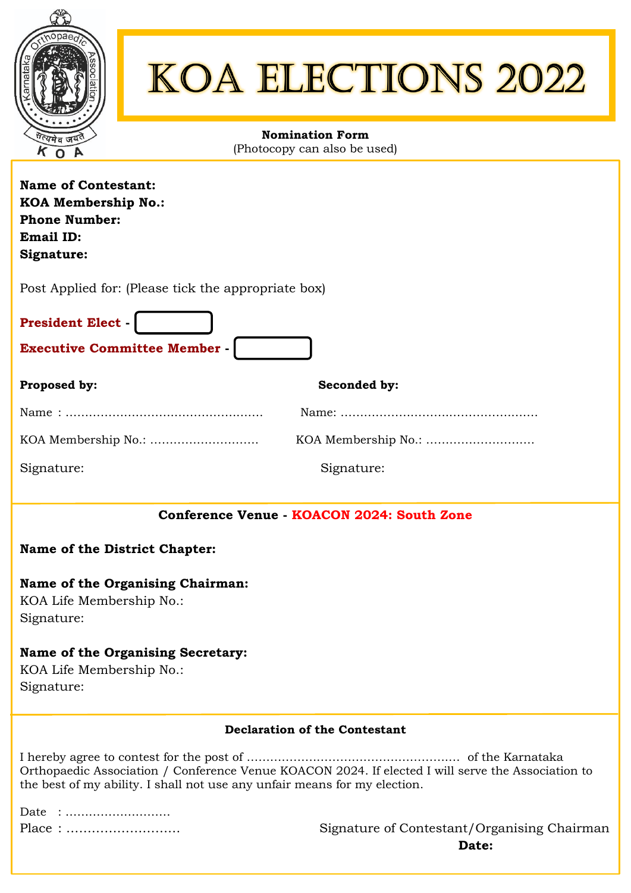# KOA ELECTIONS 2022

**Nomination Form**
(Photocopy can also be used)

**Name of Contestant:**
**KOA Membership No.:**
**Phone Number:**
**Email ID:**
**Signature:**

Post Applied for: (Please tick the appropriate box)

**President Elect -** ☐

**Executive Committee Member -** ☐

**Proposed by:**

Name : ...................................................

KOA Membership No.: ............................

Signature:

**Seconded by:**

Name: ..................................................

KOA Membership No.: ............................

Signature:

---

**Conference Venue - KOACON 2024: South Zone**

**Name of the District Chapter:**

**Name of the Organising Chairman:**
KOA Life Membership No.:
Signature:

**Name of the Organising Secretary:**
KOA Life Membership No.:
Signature:

---

**Declaration of the Contestant**

I hereby agree to contest for the post of ...................................................... of the Karnataka Orthopaedic Association / Conference Venue KOACON 2024. If elected I will serve the Association to the best of my ability. I shall not use any unfair means for my election.

Date : ...........................
Place : ...........................

Signature of Contestant/Organising Chairman
**Date:**